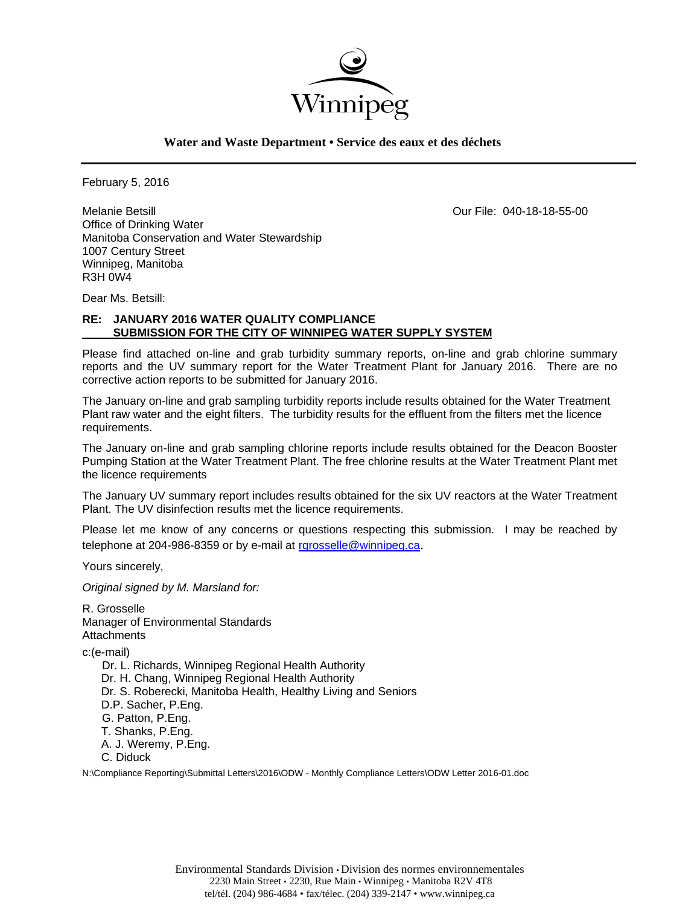Winnipeg

**Water and Waste Department • Service des eaux et des déchets**

---

February 5, 2016

Melanie Betsill
Office of Drinking Water
Manitoba Conservation and Water Stewardship
1007 Century Street
Winnipeg, Manitoba
R3H 0W4

Our File: 040-18-18-55-00

Dear Ms. Betsill:

**RE: JANUARY 2016 WATER QUALITY COMPLIANCE**
**<u>SUBMISSION FOR THE CITY OF WINNIPEG WATER SUPPLY SYSTEM</u>**

Please find attached on-line and grab turbidity summary reports, on-line and grab chlorine summary reports and the UV summary report for the Water Treatment Plant for January 2016. There are no corrective action reports to be submitted for January 2016.

The January on-line and grab sampling turbidity reports include results obtained for the Water Treatment Plant raw water and the eight filters. The turbidity results for the effluent from the filters met the licence requirements.

The January on-line and grab sampling chlorine reports include results obtained for the Deacon Booster Pumping Station at the Water Treatment Plant. The free chlorine results at the Water Treatment Plant met the licence requirements

The January UV summary report includes results obtained for the six UV reactors at the Water Treatment Plant. The UV disinfection results met the licence requirements.

Please let me know of any concerns or questions respecting this submission. I may be reached by telephone at 204-986-8359 or by e-mail at rgrosselle@winnipeg.ca.

Yours sincerely,

*Original signed by M. Marsland for:*

R. Grosselle
Manager of Environmental Standards
Attachments

c:(e-mail)
Dr. L. Richards, Winnipeg Regional Health Authority
Dr. H. Chang, Winnipeg Regional Health Authority
Dr. S. Roberecki, Manitoba Health, Healthy Living and Seniors
D.P. Sacher, P.Eng.
G. Patton, P.Eng.
T. Shanks, P.Eng.
A. J. Weremy, P.Eng.
C. Diduck

N:\Compliance Reporting\Submittal Letters\2016\ODW - Monthly Compliance Letters\ODW Letter 2016-01.doc

Environmental Standards Division • Division des normes environnementales
2230 Main Street • 2230, Rue Main • Winnipeg • Manitoba R2V 4T8
tel/tél. (204) 986-4684 • fax/télec. (204) 339-2147 • www.winnipeg.ca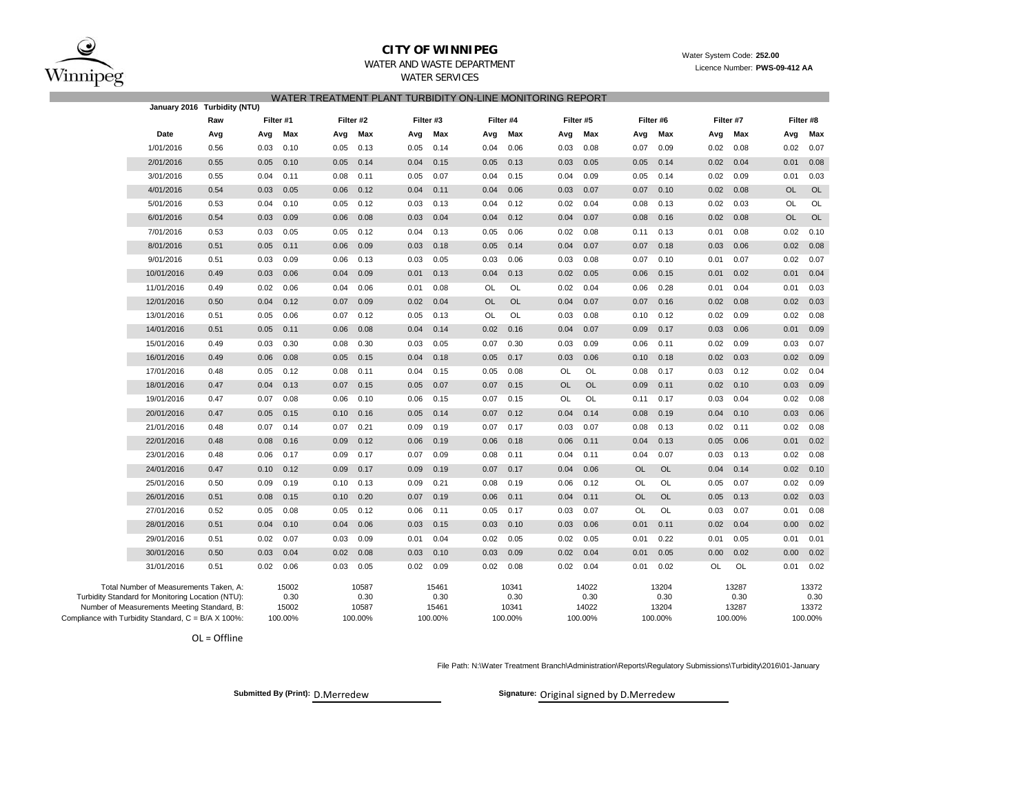# CITY OF WINNIPEG

WATER AND WASTE DEPARTMENT

WATER SERVICES

Water System Code: **252.00**

Licence Number: **PWS-09-412 AA**

## WATER TREATMENT PLANT TURBIDITY ON-LINE MONITORING REPORT

**January 2016 Turbidity (NTU)**

| | Raw | Filter #1 | | Filter #2 | | Filter #3 | | Filter #4 | | Filter #5 | | Filter #6 | | Filter #7 | | Filter #8 | |
|---|---|---|---|---|---|---|---|---|---|---|---|---|---|---|---|---|---|
| **Date** | **Avg** | **Avg** | **Max** | **Avg** | **Max** | **Avg** | **Max** | **Avg** | **Max** | **Avg** | **Max** | **Avg** | **Max** | **Avg** | **Max** | **Avg** | **Max** |
| 1/01/2016 | 0.56 | 0.03 | 0.10 | 0.05 | 0.13 | 0.05 | 0.14 | 0.04 | 0.06 | 0.03 | 0.08 | 0.07 | 0.09 | 0.02 | 0.08 | 0.02 | 0.07 |
| 2/01/2016 | 0.55 | 0.05 | 0.10 | 0.05 | 0.14 | 0.04 | 0.15 | 0.05 | 0.13 | 0.03 | 0.05 | 0.05 | 0.14 | 0.02 | 0.04 | 0.01 | 0.08 |
| 3/01/2016 | 0.55 | 0.04 | 0.11 | 0.08 | 0.11 | 0.05 | 0.07 | 0.04 | 0.15 | 0.04 | 0.09 | 0.05 | 0.14 | 0.02 | 0.09 | 0.01 | 0.03 |
| 4/01/2016 | 0.54 | 0.03 | 0.05 | 0.06 | 0.12 | 0.04 | 0.11 | 0.04 | 0.06 | 0.03 | 0.07 | 0.07 | 0.10 | 0.02 | 0.08 | OL | OL |
| 5/01/2016 | 0.53 | 0.04 | 0.10 | 0.05 | 0.12 | 0.03 | 0.13 | 0.04 | 0.12 | 0.02 | 0.04 | 0.08 | 0.13 | 0.02 | 0.03 | OL | OL |
| 6/01/2016 | 0.54 | 0.03 | 0.09 | 0.06 | 0.08 | 0.03 | 0.04 | 0.04 | 0.12 | 0.04 | 0.07 | 0.08 | 0.16 | 0.02 | 0.08 | OL | OL |
| 7/01/2016 | 0.53 | 0.03 | 0.05 | 0.05 | 0.12 | 0.04 | 0.13 | 0.05 | 0.06 | 0.02 | 0.08 | 0.11 | 0.13 | 0.01 | 0.08 | 0.02 | 0.10 |
| 8/01/2016 | 0.51 | 0.05 | 0.11 | 0.06 | 0.09 | 0.03 | 0.18 | 0.05 | 0.14 | 0.04 | 0.07 | 0.07 | 0.18 | 0.03 | 0.06 | 0.02 | 0.08 |
| 9/01/2016 | 0.51 | 0.03 | 0.09 | 0.06 | 0.13 | 0.03 | 0.05 | 0.03 | 0.06 | 0.03 | 0.08 | 0.07 | 0.10 | 0.01 | 0.07 | 0.02 | 0.07 |
| 10/01/2016 | 0.49 | 0.03 | 0.06 | 0.04 | 0.09 | 0.01 | 0.13 | 0.04 | 0.13 | 0.02 | 0.05 | 0.06 | 0.15 | 0.01 | 0.02 | 0.01 | 0.04 |
| 11/01/2016 | 0.49 | 0.02 | 0.06 | 0.04 | 0.06 | 0.01 | 0.08 | OL | OL | 0.02 | 0.04 | 0.06 | 0.28 | 0.01 | 0.04 | 0.01 | 0.03 |
| 12/01/2016 | 0.50 | 0.04 | 0.12 | 0.07 | 0.09 | 0.02 | 0.04 | OL | OL | 0.04 | 0.07 | 0.07 | 0.16 | 0.02 | 0.08 | 0.02 | 0.03 |
| 13/01/2016 | 0.51 | 0.05 | 0.06 | 0.07 | 0.12 | 0.05 | 0.13 | OL | OL | 0.03 | 0.08 | 0.10 | 0.12 | 0.02 | 0.09 | 0.02 | 0.08 |
| 14/01/2016 | 0.51 | 0.05 | 0.11 | 0.06 | 0.08 | 0.04 | 0.14 | 0.02 | 0.16 | 0.04 | 0.07 | 0.09 | 0.17 | 0.03 | 0.06 | 0.01 | 0.09 |
| 15/01/2016 | 0.49 | 0.03 | 0.30 | 0.08 | 0.30 | 0.03 | 0.05 | 0.07 | 0.30 | 0.03 | 0.09 | 0.06 | 0.11 | 0.02 | 0.09 | 0.03 | 0.07 |
| 16/01/2016 | 0.49 | 0.06 | 0.08 | 0.05 | 0.15 | 0.04 | 0.18 | 0.05 | 0.17 | 0.03 | 0.06 | 0.10 | 0.18 | 0.02 | 0.03 | 0.02 | 0.09 |
| 17/01/2016 | 0.48 | 0.05 | 0.12 | 0.08 | 0.11 | 0.04 | 0.15 | 0.05 | 0.08 | OL | OL | 0.08 | 0.17 | 0.03 | 0.12 | 0.02 | 0.04 |
| 18/01/2016 | 0.47 | 0.04 | 0.13 | 0.07 | 0.15 | 0.05 | 0.07 | 0.07 | 0.15 | OL | OL | 0.09 | 0.11 | 0.02 | 0.10 | 0.03 | 0.09 |
| 19/01/2016 | 0.47 | 0.07 | 0.08 | 0.06 | 0.10 | 0.06 | 0.15 | 0.07 | 0.15 | OL | OL | 0.11 | 0.17 | 0.03 | 0.04 | 0.02 | 0.08 |
| 20/01/2016 | 0.47 | 0.05 | 0.15 | 0.10 | 0.16 | 0.05 | 0.14 | 0.07 | 0.12 | 0.04 | 0.14 | 0.08 | 0.19 | 0.04 | 0.10 | 0.03 | 0.06 |
| 21/01/2016 | 0.48 | 0.07 | 0.14 | 0.07 | 0.21 | 0.09 | 0.19 | 0.07 | 0.17 | 0.03 | 0.07 | 0.08 | 0.13 | 0.02 | 0.11 | 0.02 | 0.08 |
| 22/01/2016 | 0.48 | 0.08 | 0.16 | 0.09 | 0.12 | 0.06 | 0.19 | 0.06 | 0.18 | 0.06 | 0.11 | 0.04 | 0.13 | 0.05 | 0.06 | 0.01 | 0.02 |
| 23/01/2016 | 0.48 | 0.06 | 0.17 | 0.09 | 0.17 | 0.07 | 0.09 | 0.08 | 0.11 | 0.04 | 0.11 | 0.04 | 0.07 | 0.03 | 0.13 | 0.02 | 0.08 |
| 24/01/2016 | 0.47 | 0.10 | 0.12 | 0.09 | 0.17 | 0.09 | 0.19 | 0.07 | 0.17 | 0.04 | 0.06 | OL | OL | 0.04 | 0.14 | 0.02 | 0.10 |
| 25/01/2016 | 0.50 | 0.09 | 0.19 | 0.10 | 0.13 | 0.09 | 0.21 | 0.08 | 0.19 | 0.06 | 0.12 | OL | OL | 0.05 | 0.07 | 0.02 | 0.09 |
| 26/01/2016 | 0.51 | 0.08 | 0.15 | 0.10 | 0.20 | 0.07 | 0.19 | 0.06 | 0.11 | 0.04 | 0.11 | OL | OL | 0.05 | 0.13 | 0.02 | 0.03 |
| 27/01/2016 | 0.52 | 0.05 | 0.08 | 0.05 | 0.12 | 0.06 | 0.11 | 0.05 | 0.17 | 0.03 | 0.07 | OL | OL | 0.03 | 0.07 | 0.01 | 0.08 |
| 28/01/2016 | 0.51 | 0.04 | 0.10 | 0.04 | 0.06 | 0.03 | 0.15 | 0.03 | 0.10 | 0.03 | 0.06 | 0.01 | 0.11 | 0.02 | 0.04 | 0.00 | 0.02 |
| 29/01/2016 | 0.51 | 0.02 | 0.07 | 0.03 | 0.09 | 0.01 | 0.04 | 0.02 | 0.05 | 0.02 | 0.05 | 0.01 | 0.22 | 0.01 | 0.05 | 0.01 | 0.01 |
| 30/01/2016 | 0.50 | 0.03 | 0.04 | 0.02 | 0.08 | 0.03 | 0.10 | 0.03 | 0.09 | 0.02 | 0.04 | 0.01 | 0.05 | 0.00 | 0.02 | 0.00 | 0.02 |
| 31/01/2016 | 0.51 | 0.02 | 0.06 | 0.03 | 0.05 | 0.02 | 0.09 | 0.02 | 0.08 | 0.02 | 0.04 | 0.01 | 0.02 | OL | OL | 0.01 | 0.02 |
| Total Number of Measurements Taken, A: | | | 15002 | | 10587 | | 15461 | | 10341 | | 14022 | | 13204 | | 13287 | | 13372 |
| Turbidity Standard for Monitoring Location (NTU): | | | 0.30 | | 0.30 | | 0.30 | | 0.30 | | 0.30 | | 0.30 | | 0.30 | | 0.30 |
| Number of Measurements Meeting Standard, B: | | | 15002 | | 10587 | | 15461 | | 10341 | | 14022 | | 13204 | | 13287 | | 13372 |
| Compliance with Turbidity Standard, C = B/A X 100%: | | | 100.00% | | 100.00% | | 100.00% | | 100.00% | | 100.00% | | 100.00% | | 100.00% | | 100.00% |

OL = Offline

File Path: N:\Water Treatment Branch\Administration\Reports\Regulatory Submissions\Turbidity\2016\01-January

**Submitted By (Print):** D.Merredew

**Signature:** Original signed by D.Merredew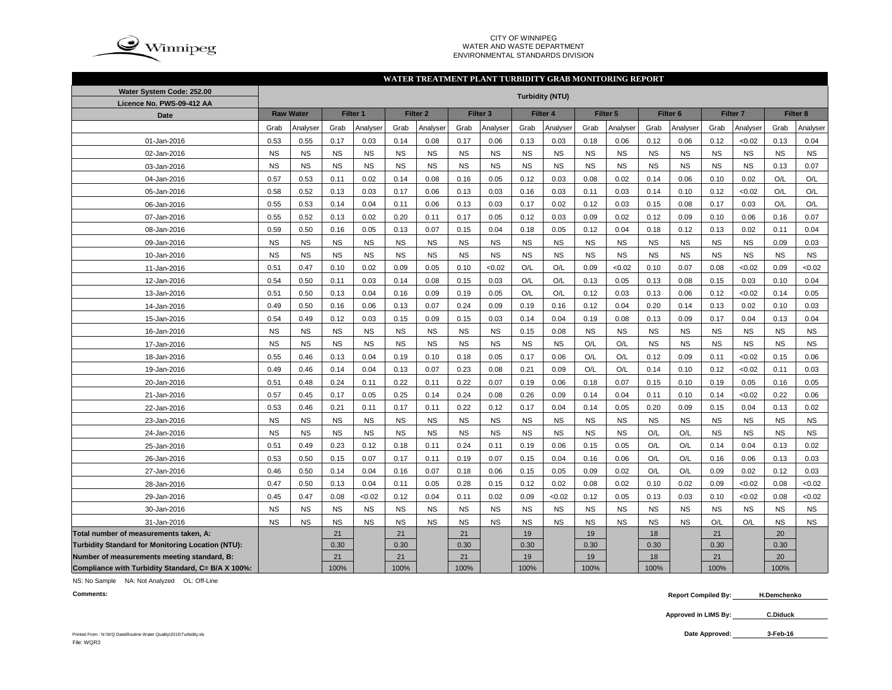CITY OF WINNIPEG
WATER AND WASTE DEPARTMENT
ENVIRONMENTAL STANDARDS DIVISION

## WATER TREATMENT PLANT TURBIDITY GRAB MONITORING REPORT

Water System Code: 252.00
Licence No. PWS-09-412 AA

| Date | Turbidity (NTU) | | | | | | | | | | | | | | | | | |
|---|---|---|---|---|---|---|---|---|---|---|---|---|---|---|---|---|---|---|
| | Raw Water | | Filter 1 | | Filter 2 | | Filter 3 | | Filter 4 | | Filter 5 | | Filter 6 | | Filter 7 | | Filter 8 | |
| | Grab | Analyser | Grab | Analyser | Grab | Analyser | Grab | Analyser | Grab | Analyser | Grab | Analyser | Grab | Analyser | Grab | Analyser | Grab | Analyser |
| 01-Jan-2016 | 0.53 | 0.55 | 0.17 | 0.03 | 0.14 | 0.08 | 0.17 | 0.06 | 0.13 | 0.03 | 0.18 | 0.06 | 0.12 | 0.06 | 0.12 | <0.02 | 0.13 | 0.04 |
| 02-Jan-2016 | NS | NS | NS | NS | NS | NS | NS | NS | NS | NS | NS | NS | NS | NS | NS | NS | NS | NS |
| 03-Jan-2016 | NS | NS | NS | NS | NS | NS | NS | NS | NS | NS | NS | NS | NS | NS | NS | NS | 0.13 | 0.07 |
| 04-Jan-2016 | 0.57 | 0.53 | 0.11 | 0.02 | 0.14 | 0.08 | 0.16 | 0.05 | 0.12 | 0.03 | 0.08 | 0.02 | 0.14 | 0.06 | 0.10 | 0.02 | O/L | O/L |
| 05-Jan-2016 | 0.58 | 0.52 | 0.13 | 0.03 | 0.17 | 0.06 | 0.13 | 0.03 | 0.16 | 0.03 | 0.11 | 0.03 | 0.14 | 0.10 | 0.12 | <0.02 | O/L | O/L |
| 06-Jan-2016 | 0.55 | 0.53 | 0.14 | 0.04 | 0.11 | 0.06 | 0.13 | 0.03 | 0.17 | 0.02 | 0.12 | 0.03 | 0.15 | 0.08 | 0.17 | 0.03 | O/L | O/L |
| 07-Jan-2016 | 0.55 | 0.52 | 0.13 | 0.02 | 0.20 | 0.11 | 0.17 | 0.05 | 0.12 | 0.03 | 0.09 | 0.02 | 0.12 | 0.09 | 0.10 | 0.06 | 0.16 | 0.07 |
| 08-Jan-2016 | 0.59 | 0.50 | 0.16 | 0.05 | 0.13 | 0.07 | 0.15 | 0.04 | 0.18 | 0.05 | 0.12 | 0.04 | 0.18 | 0.12 | 0.13 | 0.02 | 0.11 | 0.04 |
| 09-Jan-2016 | NS | NS | NS | NS | NS | NS | NS | NS | NS | NS | NS | NS | NS | NS | NS | NS | 0.09 | 0.03 |
| 10-Jan-2016 | NS | NS | NS | NS | NS | NS | NS | NS | NS | NS | NS | NS | NS | NS | NS | NS | NS | NS |
| 11-Jan-2016 | 0.51 | 0.47 | 0.10 | 0.02 | 0.09 | 0.05 | 0.10 | <0.02 | O/L | O/L | 0.09 | <0.02 | 0.10 | 0.07 | 0.08 | <0.02 | 0.09 | <0.02 |
| 12-Jan-2016 | 0.54 | 0.50 | 0.11 | 0.03 | 0.14 | 0.08 | 0.15 | 0.03 | O/L | O/L | 0.13 | 0.05 | 0.13 | 0.08 | 0.15 | 0.03 | 0.10 | 0.04 |
| 13-Jan-2016 | 0.51 | 0.50 | 0.13 | 0.04 | 0.16 | 0.09 | 0.19 | 0.05 | O/L | O/L | 0.12 | 0.03 | 0.13 | 0.06 | 0.12 | <0.02 | 0.14 | 0.05 |
| 14-Jan-2016 | 0.49 | 0.50 | 0.16 | 0.06 | 0.13 | 0.07 | 0.24 | 0.09 | 0.19 | 0.16 | 0.12 | 0.04 | 0.20 | 0.14 | 0.13 | 0.02 | 0.10 | 0.03 |
| 15-Jan-2016 | 0.54 | 0.49 | 0.12 | 0.03 | 0.15 | 0.09 | 0.15 | 0.03 | 0.14 | 0.04 | 0.19 | 0.08 | 0.13 | 0.09 | 0.17 | 0.04 | 0.13 | 0.04 |
| 16-Jan-2016 | NS | NS | NS | NS | NS | NS | NS | NS | 0.15 | 0.08 | NS | NS | NS | NS | NS | NS | NS | NS |
| 17-Jan-2016 | NS | NS | NS | NS | NS | NS | NS | NS | NS | NS | O/L | O/L | NS | NS | NS | NS | NS | NS |
| 18-Jan-2016 | 0.55 | 0.46 | 0.13 | 0.04 | 0.19 | 0.10 | 0.18 | 0.05 | 0.17 | 0.06 | O/L | O/L | 0.12 | 0.09 | 0.11 | <0.02 | 0.15 | 0.06 |
| 19-Jan-2016 | 0.49 | 0.46 | 0.14 | 0.04 | 0.13 | 0.07 | 0.23 | 0.08 | 0.21 | 0.09 | O/L | O/L | 0.14 | 0.10 | 0.12 | <0.02 | 0.11 | 0.03 |
| 20-Jan-2016 | 0.51 | 0.48 | 0.24 | 0.11 | 0.22 | 0.11 | 0.22 | 0.07 | 0.19 | 0.06 | 0.18 | 0.07 | 0.15 | 0.10 | 0.19 | 0.05 | 0.16 | 0.05 |
| 21-Jan-2016 | 0.57 | 0.45 | 0.17 | 0.05 | 0.25 | 0.14 | 0.24 | 0.08 | 0.26 | 0.09 | 0.14 | 0.04 | 0.11 | 0.10 | 0.14 | <0.02 | 0.22 | 0.06 |
| 22-Jan-2016 | 0.53 | 0.46 | 0.21 | 0.11 | 0.17 | 0.11 | 0.22 | 0.12 | 0.17 | 0.04 | 0.14 | 0.05 | 0.20 | 0.09 | 0.15 | 0.04 | 0.13 | 0.02 |
| 23-Jan-2016 | NS | NS | NS | NS | NS | NS | NS | NS | NS | NS | NS | NS | NS | NS | NS | NS | NS | NS |
| 24-Jan-2016 | NS | NS | NS | NS | NS | NS | NS | NS | NS | NS | NS | NS | O/L | O/L | NS | NS | NS | NS |
| 25-Jan-2016 | 0.51 | 0.49 | 0.23 | 0.12 | 0.18 | 0.11 | 0.24 | 0.11 | 0.19 | 0.06 | 0.15 | 0.05 | O/L | O/L | 0.14 | 0.04 | 0.13 | 0.02 |
| 26-Jan-2016 | 0.53 | 0.50 | 0.15 | 0.07 | 0.17 | 0.11 | 0.19 | 0.07 | 0.15 | 0.04 | 0.16 | 0.06 | O/L | O/L | 0.16 | 0.06 | 0.13 | 0.03 |
| 27-Jan-2016 | 0.46 | 0.50 | 0.14 | 0.04 | 0.16 | 0.07 | 0.18 | 0.06 | 0.15 | 0.05 | 0.09 | 0.02 | O/L | O/L | 0.09 | 0.02 | 0.12 | 0.03 |
| 28-Jan-2016 | 0.47 | 0.50 | 0.13 | 0.04 | 0.11 | 0.05 | 0.28 | 0.15 | 0.12 | 0.02 | 0.08 | 0.02 | 0.10 | 0.02 | 0.09 | <0.02 | 0.08 | <0.02 |
| 29-Jan-2016 | 0.45 | 0.47 | 0.08 | <0.02 | 0.12 | 0.04 | 0.11 | 0.02 | 0.09 | <0.02 | 0.12 | 0.05 | 0.13 | 0.03 | 0.10 | <0.02 | 0.08 | <0.02 |
| 30-Jan-2016 | NS | NS | NS | NS | NS | NS | NS | NS | NS | NS | NS | NS | NS | NS | NS | NS | NS | NS |
| 31-Jan-2016 | NS | NS | NS | NS | NS | NS | NS | NS | NS | NS | NS | NS | NS | NS | O/L | O/L | NS | NS |
| Total number of measurements taken, A: | | | 21 | | 21 | | 21 | | 19 | | 19 | | 18 | | 21 | | 20 | |
| Turbidity Standard for Monitoring Location (NTU): | | | 0.30 | | 0.30 | | 0.30 | | 0.30 | | 0.30 | | 0.30 | | 0.30 | | 0.30 | |
| Number of measurements meeting standard, B: | | | 21 | | 21 | | 21 | | 19 | | 19 | | 18 | | 21 | | 20 | |
| Compliance with Turbidity Standard, C= B/A X 100%: | | | 100% | | 100% | | 100% | | 100% | | 100% | | 100% | | 100% | | 100% | |

NS: No Sample NA: Not Analyzed OL: Off-Line

**Comments:**

**Report Compiled By:** H.Demchenko

**Approved in LIMS By:** C.Diduck

**Date Approved:** 3-Feb-16

Printed From : N:\WQ Data\Routine Water Quality\2015\Turbidity.xls
File: WQR3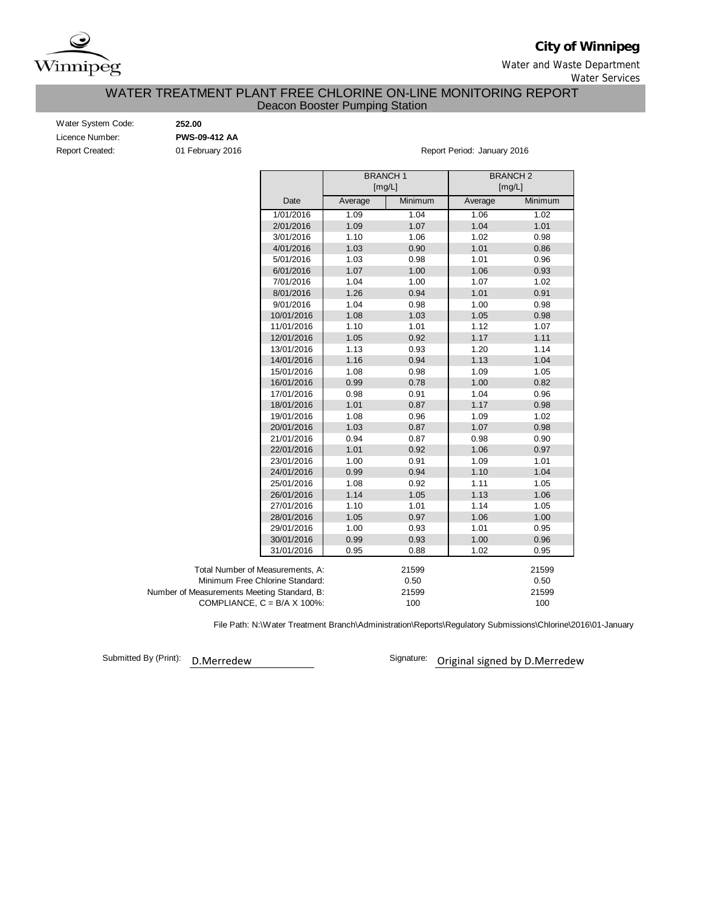**City of Winnipeg**

Water and Waste Department

Water Services

# WATER TREATMENT PLANT FREE CHLORINE ON-LINE MONITORING REPORT

## Deacon Booster Pumping Station

Water System Code: **252.00**

Licence Number: **PWS-09-412 AA**

Report Created: 01 February 2016

Report Period: January 2016

| Date | BRANCH 1 [mg/L] Average | BRANCH 1 [mg/L] Minimum | BRANCH 2 [mg/L] Average | BRANCH 2 [mg/L] Minimum |
|---|---|---|---|---|
| 1/01/2016 | 1.09 | 1.04 | 1.06 | 1.02 |
| 2/01/2016 | 1.09 | 1.07 | 1.04 | 1.01 |
| 3/01/2016 | 1.10 | 1.06 | 1.02 | 0.98 |
| 4/01/2016 | 1.03 | 0.90 | 1.01 | 0.86 |
| 5/01/2016 | 1.03 | 0.98 | 1.01 | 0.96 |
| 6/01/2016 | 1.07 | 1.00 | 1.06 | 0.93 |
| 7/01/2016 | 1.04 | 1.00 | 1.07 | 1.02 |
| 8/01/2016 | 1.26 | 0.94 | 1.01 | 0.91 |
| 9/01/2016 | 1.04 | 0.98 | 1.00 | 0.98 |
| 10/01/2016 | 1.08 | 1.03 | 1.05 | 0.98 |
| 11/01/2016 | 1.10 | 1.01 | 1.12 | 1.07 |
| 12/01/2016 | 1.05 | 0.92 | 1.17 | 1.11 |
| 13/01/2016 | 1.13 | 0.93 | 1.20 | 1.14 |
| 14/01/2016 | 1.16 | 0.94 | 1.13 | 1.04 |
| 15/01/2016 | 1.08 | 0.98 | 1.09 | 1.05 |
| 16/01/2016 | 0.99 | 0.78 | 1.00 | 0.82 |
| 17/01/2016 | 0.98 | 0.91 | 1.04 | 0.96 |
| 18/01/2016 | 1.01 | 0.87 | 1.17 | 0.98 |
| 19/01/2016 | 1.08 | 0.96 | 1.09 | 1.02 |
| 20/01/2016 | 1.03 | 0.87 | 1.07 | 0.98 |
| 21/01/2016 | 0.94 | 0.87 | 0.98 | 0.90 |
| 22/01/2016 | 1.01 | 0.92 | 1.06 | 0.97 |
| 23/01/2016 | 1.00 | 0.91 | 1.09 | 1.01 |
| 24/01/2016 | 0.99 | 0.94 | 1.10 | 1.04 |
| 25/01/2016 | 1.08 | 0.92 | 1.11 | 1.05 |
| 26/01/2016 | 1.14 | 1.05 | 1.13 | 1.06 |
| 27/01/2016 | 1.10 | 1.01 | 1.14 | 1.05 |
| 28/01/2016 | 1.05 | 0.97 | 1.06 | 1.00 |
| 29/01/2016 | 1.00 | 0.93 | 1.01 | 0.95 |
| 30/01/2016 | 0.99 | 0.93 | 1.00 | 0.96 |
| 31/01/2016 | 0.95 | 0.88 | 1.02 | 0.95 |

| | BRANCH 1 | BRANCH 2 |
|---|---|---|
| Total Number of Measurements, A: | 21599 | 21599 |
| Minimum Free Chlorine Standard: | 0.50 | 0.50 |
| Number of Measurements Meeting Standard, B: | 21599 | 21599 |
| COMPLIANCE, C = B/A X 100%: | 100 | 100 |

File Path: N:\Water Treatment Branch\Administration\Reports\Regulatory Submissions\Chlorine\2016\01-January

Submitted By (Print): D.Merredew

Signature: Original signed by D.Merredew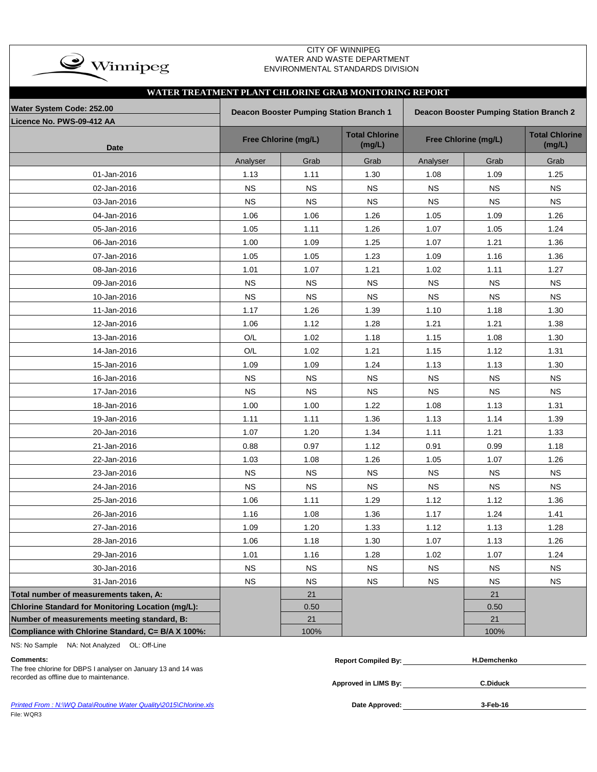CITY OF WINNIPEG
WATER AND WASTE DEPARTMENT
ENVIRONMENTAL STANDARDS DIVISION

## WATER TREATMENT PLANT CHLORINE GRAB MONITORING REPORT

| Water System Code: 252.00<br>Licence No. PWS-09-412 AA | Deacon Booster Pumping Station Branch 1 | | | Deacon Booster Pumping Station Branch 2 | | |
|---|---|---|---|---|---|---|
| Date | Free Chlorine (mg/L) | | Total Chlorine (mg/L) | Free Chlorine (mg/L) | | Total Chlorine (mg/L) |
| | Analyser | Grab | Grab | Analyser | Grab | Grab |
| 01-Jan-2016 | 1.13 | 1.11 | 1.30 | 1.08 | 1.09 | 1.25 |
| 02-Jan-2016 | NS | NS | NS | NS | NS | NS |
| 03-Jan-2016 | NS | NS | NS | NS | NS | NS |
| 04-Jan-2016 | 1.06 | 1.06 | 1.26 | 1.05 | 1.09 | 1.26 |
| 05-Jan-2016 | 1.05 | 1.11 | 1.26 | 1.07 | 1.05 | 1.24 |
| 06-Jan-2016 | 1.00 | 1.09 | 1.25 | 1.07 | 1.21 | 1.36 |
| 07-Jan-2016 | 1.05 | 1.05 | 1.23 | 1.09 | 1.16 | 1.36 |
| 08-Jan-2016 | 1.01 | 1.07 | 1.21 | 1.02 | 1.11 | 1.27 |
| 09-Jan-2016 | NS | NS | NS | NS | NS | NS |
| 10-Jan-2016 | NS | NS | NS | NS | NS | NS |
| 11-Jan-2016 | 1.17 | 1.26 | 1.39 | 1.10 | 1.18 | 1.30 |
| 12-Jan-2016 | 1.06 | 1.12 | 1.28 | 1.21 | 1.21 | 1.38 |
| 13-Jan-2016 | O/L | 1.02 | 1.18 | 1.15 | 1.08 | 1.30 |
| 14-Jan-2016 | O/L | 1.02 | 1.21 | 1.15 | 1.12 | 1.31 |
| 15-Jan-2016 | 1.09 | 1.09 | 1.24 | 1.13 | 1.13 | 1.30 |
| 16-Jan-2016 | NS | NS | NS | NS | NS | NS |
| 17-Jan-2016 | NS | NS | NS | NS | NS | NS |
| 18-Jan-2016 | 1.00 | 1.00 | 1.22 | 1.08 | 1.13 | 1.31 |
| 19-Jan-2016 | 1.11 | 1.11 | 1.36 | 1.13 | 1.14 | 1.39 |
| 20-Jan-2016 | 1.07 | 1.20 | 1.34 | 1.11 | 1.21 | 1.33 |
| 21-Jan-2016 | 0.88 | 0.97 | 1.12 | 0.91 | 0.99 | 1.18 |
| 22-Jan-2016 | 1.03 | 1.08 | 1.26 | 1.05 | 1.07 | 1.26 |
| 23-Jan-2016 | NS | NS | NS | NS | NS | NS |
| 24-Jan-2016 | NS | NS | NS | NS | NS | NS |
| 25-Jan-2016 | 1.06 | 1.11 | 1.29 | 1.12 | 1.12 | 1.36 |
| 26-Jan-2016 | 1.16 | 1.08 | 1.36 | 1.17 | 1.24 | 1.41 |
| 27-Jan-2016 | 1.09 | 1.20 | 1.33 | 1.12 | 1.13 | 1.28 |
| 28-Jan-2016 | 1.06 | 1.18 | 1.30 | 1.07 | 1.13 | 1.26 |
| 29-Jan-2016 | 1.01 | 1.16 | 1.28 | 1.02 | 1.07 | 1.24 |
| 30-Jan-2016 | NS | NS | NS | NS | NS | NS |
| 31-Jan-2016 | NS | NS | NS | NS | NS | NS |
| **Total number of measurements taken, A:** | | 21 | | | 21 | |
| **Chlorine Standard for Monitoring Location (mg/L):** | | 0.50 | | | 0.50 | |
| **Number of measurements meeting standard, B:** | | 21 | | | 21 | |
| **Compliance with Chlorine Standard, C= B/A X 100%:** | | 100% | | | 100% | |

NS: No Sample NA: Not Analyzed OL: Off-Line

**Comments:**
The free chlorine for DBPS I analyser on January 13 and 14 was recorded as offline due to maintenance.

**Report Compiled By:** H.Demchenko

**Approved in LIMS By:** C.Diduck

**Date Approved:** 3-Feb-16

*Printed From : N:\WQ Data\Routine Water Quality\2015\Chlorine.xls*

File: WQR3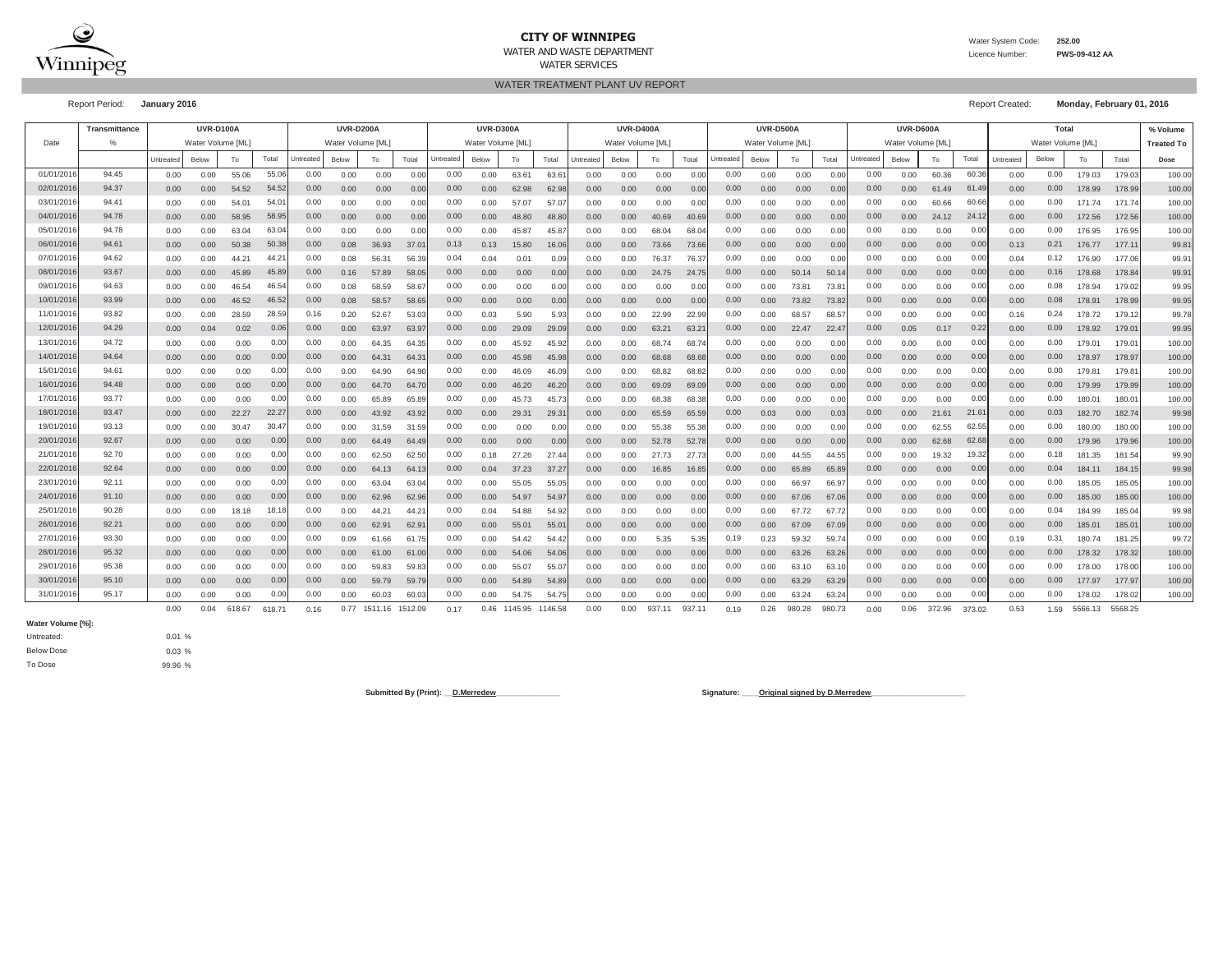**CITY OF WINNIPEG**
WATER AND WASTE DEPARTMENT
WATER SERVICES

Water System Code: **252.00**
Licence Number: **PWS-09-412 AA**

WATER TREATMENT PLANT UV REPORT

Report Period: **January 2016**

Report Created: **Monday, February 01, 2016**

| Date | Transmittance | UVR-D100A | | | | UVR-D200A | | | | UVR-D300A | | | | UVR-D400A | | | | UVR-D500A | | | | UVR-D600A | | | | Total | | | | % Volume |
|---|---|---|---|---|---|---|---|---|---|---|---|---|---|---|---|---|---|---|---|---|---|---|---|---|---|---|---|---|---|---|
| | % | Water Volume [ML] | | | | Water Volume [ML] | | | | Water Volume [ML] | | | | Water Volume [ML] | | | | Water Volume [ML] | | | | Water Volume [ML] | | | | Water Volume [ML] | | | | Treated To |
| | | Untreated | Below | To | Total | Untreated | Below | To | Total | Untreated | Below | To | Total | Untreated | Below | To | Total | Untreated | Below | To | Total | Untreated | Below | To | Total | Untreated | Below | To | Total | Dose |
| 01/01/2016 | 94.45 | 0.00 | 0.00 | 55.06 | 55.06 | 0.00 | 0.00 | 0.00 | 0.00 | 0.00 | 0.00 | 63.61 | 63.61 | 0.00 | 0.00 | 0.00 | 0.00 | 0.00 | 0.00 | 0.00 | 0.00 | 0.00 | 0.00 | 60.36 | 60.36 | 0.00 | 0.00 | 179.03 | 179.03 | 100.00 |
| 02/01/2016 | 94.37 | 0.00 | 0.00 | 54.52 | 54.52 | 0.00 | 0.00 | 0.00 | 0.00 | 0.00 | 0.00 | 62.98 | 62.98 | 0.00 | 0.00 | 0.00 | 0.00 | 0.00 | 0.00 | 0.00 | 0.00 | 0.00 | 0.00 | 61.49 | 61.49 | 0.00 | 0.00 | 178.99 | 178.99 | 100.00 |
| 03/01/2016 | 94.41 | 0.00 | 0.00 | 54.01 | 54.01 | 0.00 | 0.00 | 0.00 | 0.00 | 0.00 | 0.00 | 57.07 | 57.07 | 0.00 | 0.00 | 0.00 | 0.00 | 0.00 | 0.00 | 0.00 | 0.00 | 0.00 | 0.00 | 60.66 | 60.66 | 0.00 | 0.00 | 171.74 | 171.74 | 100.00 |
| 04/01/2016 | 94.78 | 0.00 | 0.00 | 58.95 | 58.95 | 0.00 | 0.00 | 0.00 | 0.00 | 0.00 | 0.00 | 48.80 | 48.80 | 0.00 | 0.00 | 40.69 | 40.69 | 0.00 | 0.00 | 0.00 | 0.00 | 0.00 | 0.00 | 24.12 | 24.12 | 0.00 | 0.00 | 172.56 | 172.56 | 100.00 |
| 05/01/2016 | 94.78 | 0.00 | 0.00 | 63.04 | 63.04 | 0.00 | 0.00 | 0.00 | 0.00 | 0.00 | 0.00 | 45.87 | 45.87 | 0.00 | 0.00 | 68.04 | 68.04 | 0.00 | 0.00 | 0.00 | 0.00 | 0.00 | 0.00 | 0.00 | 0.00 | 0.00 | 0.00 | 176.95 | 176.95 | 100.00 |
| 06/01/2016 | 94.61 | 0.00 | 0.00 | 50.38 | 50.38 | 0.00 | 0.08 | 36.93 | 37.01 | 0.13 | 0.13 | 15.80 | 16.06 | 0.00 | 0.00 | 73.66 | 73.66 | 0.00 | 0.00 | 0.00 | 0.00 | 0.00 | 0.00 | 0.00 | 0.00 | 0.13 | 0.21 | 176.77 | 177.11 | 99.81 |
| 07/01/2016 | 94.62 | 0.00 | 0.00 | 44.21 | 44.21 | 0.00 | 0.08 | 56.31 | 56.39 | 0.04 | 0.04 | 0.01 | 0.09 | 0.00 | 0.00 | 76.37 | 76.37 | 0.00 | 0.00 | 0.00 | 0.00 | 0.00 | 0.00 | 0.00 | 0.00 | 0.04 | 0.12 | 176.90 | 177.06 | 99.91 |
| 08/01/2016 | 93.67 | 0.00 | 0.00 | 45.89 | 45.89 | 0.00 | 0.16 | 57.89 | 58.05 | 0.00 | 0.00 | 0.00 | 0.00 | 0.00 | 0.00 | 24.75 | 24.75 | 0.00 | 0.00 | 50.14 | 50.14 | 0.00 | 0.00 | 0.00 | 0.00 | 0.00 | 0.16 | 178.68 | 178.84 | 99.91 |
| 09/01/2016 | 94.63 | 0.00 | 0.00 | 46.54 | 46.54 | 0.00 | 0.08 | 58.59 | 58.67 | 0.00 | 0.00 | 0.00 | 0.00 | 0.00 | 0.00 | 0.00 | 0.00 | 0.00 | 0.00 | 73.81 | 73.81 | 0.00 | 0.00 | 0.00 | 0.00 | 0.00 | 0.08 | 178.94 | 179.02 | 99.95 |
| 10/01/2016 | 93.99 | 0.00 | 0.00 | 46.52 | 46.52 | 0.00 | 0.08 | 58.57 | 58.65 | 0.00 | 0.00 | 0.00 | 0.00 | 0.00 | 0.00 | 0.00 | 0.00 | 0.00 | 0.00 | 73.82 | 73.82 | 0.00 | 0.00 | 0.00 | 0.00 | 0.00 | 0.08 | 178.91 | 178.99 | 99.95 |
| 11/01/2016 | 93.82 | 0.00 | 0.00 | 28.59 | 28.59 | 0.16 | 0.20 | 52.67 | 53.03 | 0.00 | 0.03 | 5.90 | 5.93 | 0.00 | 0.00 | 22.99 | 22.99 | 0.00 | 0.00 | 68.57 | 68.57 | 0.00 | 0.00 | 0.00 | 0.00 | 0.16 | 0.24 | 178.72 | 179.12 | 99.78 |
| 12/01/2016 | 94.29 | 0.00 | 0.04 | 0.02 | 0.06 | 0.00 | 0.00 | 63.97 | 63.97 | 0.00 | 0.00 | 29.09 | 29.09 | 0.00 | 0.00 | 63.21 | 63.21 | 0.00 | 0.00 | 22.47 | 22.47 | 0.00 | 0.05 | 0.17 | 0.22 | 0.00 | 0.09 | 178.92 | 179.01 | 99.95 |
| 13/01/2016 | 94.72 | 0.00 | 0.00 | 0.00 | 0.00 | 0.00 | 0.00 | 64.35 | 64.35 | 0.00 | 0.00 | 45.92 | 45.92 | 0.00 | 0.00 | 68.74 | 68.74 | 0.00 | 0.00 | 0.00 | 0.00 | 0.00 | 0.00 | 0.00 | 0.00 | 0.00 | 0.00 | 179.01 | 179.01 | 100.00 |
| 14/01/2016 | 94.64 | 0.00 | 0.00 | 0.00 | 0.00 | 0.00 | 0.00 | 64.31 | 64.31 | 0.00 | 0.00 | 45.98 | 45.98 | 0.00 | 0.00 | 68.68 | 68.68 | 0.00 | 0.00 | 0.00 | 0.00 | 0.00 | 0.00 | 0.00 | 0.00 | 0.00 | 0.00 | 178.97 | 178.97 | 100.00 |
| 15/01/2016 | 94.61 | 0.00 | 0.00 | 0.00 | 0.00 | 0.00 | 0.00 | 64.90 | 64.90 | 0.00 | 0.00 | 46.09 | 46.09 | 0.00 | 0.00 | 68.82 | 68.82 | 0.00 | 0.00 | 0.00 | 0.00 | 0.00 | 0.00 | 0.00 | 0.00 | 0.00 | 0.00 | 179.81 | 179.81 | 100.00 |
| 16/01/2016 | 94.48 | 0.00 | 0.00 | 0.00 | 0.00 | 0.00 | 0.00 | 64.70 | 64.70 | 0.00 | 0.00 | 46.20 | 46.20 | 0.00 | 0.00 | 69.09 | 69.09 | 0.00 | 0.00 | 0.00 | 0.00 | 0.00 | 0.00 | 0.00 | 0.00 | 0.00 | 0.00 | 179.99 | 179.99 | 100.00 |
| 17/01/2016 | 93.77 | 0.00 | 0.00 | 0.00 | 0.00 | 0.00 | 0.00 | 65.89 | 65.89 | 0.00 | 0.00 | 45.73 | 45.73 | 0.00 | 0.00 | 68.38 | 68.38 | 0.00 | 0.00 | 0.00 | 0.00 | 0.00 | 0.00 | 0.00 | 0.00 | 0.00 | 0.00 | 180.01 | 180.01 | 100.00 |
| 18/01/2016 | 93.47 | 0.00 | 0.00 | 22.27 | 22.27 | 0.00 | 0.00 | 43.92 | 43.92 | 0.00 | 0.00 | 29.31 | 29.31 | 0.00 | 0.00 | 65.59 | 65.59 | 0.00 | 0.03 | 0.00 | 0.03 | 0.00 | 0.00 | 21.61 | 21.61 | 0.00 | 0.03 | 182.70 | 182.74 | 99.98 |
| 19/01/2016 | 93.13 | 0.00 | 0.00 | 30.47 | 30.47 | 0.00 | 0.00 | 31.59 | 31.59 | 0.00 | 0.00 | 0.00 | 0.00 | 0.00 | 0.00 | 55.38 | 55.38 | 0.00 | 0.00 | 0.00 | 0.00 | 0.00 | 0.00 | 62.55 | 62.55 | 0.00 | 0.00 | 180.00 | 180.00 | 100.00 |
| 20/01/2016 | 92.67 | 0.00 | 0.00 | 0.00 | 0.00 | 0.00 | 0.00 | 64.49 | 64.49 | 0.00 | 0.00 | 0.00 | 0.00 | 0.00 | 0.00 | 52.78 | 52.78 | 0.00 | 0.00 | 0.00 | 0.00 | 0.00 | 0.00 | 62.68 | 62.68 | 0.00 | 0.00 | 179.96 | 179.96 | 100.00 |
| 21/01/2016 | 92.70 | 0.00 | 0.00 | 0.00 | 0.00 | 0.00 | 0.00 | 62.50 | 62.50 | 0.00 | 0.18 | 27.26 | 27.44 | 0.00 | 0.00 | 27.73 | 27.73 | 0.00 | 0.00 | 44.55 | 44.55 | 0.00 | 0.00 | 19.32 | 19.32 | 0.00 | 0.18 | 181.35 | 181.54 | 99.90 |
| 22/01/2016 | 92.64 | 0.00 | 0.00 | 0.00 | 0.00 | 0.00 | 0.00 | 64.13 | 64.13 | 0.00 | 0.04 | 37.23 | 37.27 | 0.00 | 0.00 | 16.85 | 16.85 | 0.00 | 0.00 | 65.89 | 65.89 | 0.00 | 0.00 | 0.00 | 0.00 | 0.00 | 0.04 | 184.11 | 184.15 | 99.98 |
| 23/01/2016 | 92.11 | 0.00 | 0.00 | 0.00 | 0.00 | 0.00 | 0.00 | 63.04 | 63.04 | 0.00 | 0.00 | 55.05 | 55.05 | 0.00 | 0.00 | 0.00 | 0.00 | 0.00 | 0.00 | 66.97 | 66.97 | 0.00 | 0.00 | 0.00 | 0.00 | 0.00 | 0.00 | 185.05 | 185.05 | 100.00 |
| 24/01/2016 | 91.10 | 0.00 | 0.00 | 0.00 | 0.00 | 0.00 | 0.00 | 62.96 | 62.96 | 0.00 | 0.00 | 54.97 | 54.97 | 0.00 | 0.00 | 0.00 | 0.00 | 0.00 | 0.00 | 67.06 | 67.06 | 0.00 | 0.00 | 0.00 | 0.00 | 0.00 | 0.00 | 185.00 | 185.00 | 100.00 |
| 25/01/2016 | 90.28 | 0.00 | 0.00 | 18.18 | 18.18 | 0.00 | 0.00 | 44.21 | 44.21 | 0.00 | 0.04 | 54.88 | 54.92 | 0.00 | 0.00 | 0.00 | 0.00 | 0.00 | 0.00 | 67.72 | 67.72 | 0.00 | 0.00 | 0.00 | 0.00 | 0.00 | 0.04 | 184.99 | 185.04 | 99.98 |
| 26/01/2016 | 92.21 | 0.00 | 0.00 | 0.00 | 0.00 | 0.00 | 0.00 | 62.91 | 62.91 | 0.00 | 0.00 | 55.01 | 55.01 | 0.00 | 0.00 | 0.00 | 0.00 | 0.00 | 0.00 | 67.09 | 67.09 | 0.00 | 0.00 | 0.00 | 0.00 | 0.00 | 0.00 | 185.01 | 185.01 | 100.00 |
| 27/01/2016 | 93.30 | 0.00 | 0.00 | 0.00 | 0.00 | 0.00 | 0.09 | 61.66 | 61.75 | 0.00 | 0.00 | 54.42 | 54.42 | 0.00 | 0.00 | 5.35 | 5.35 | 0.19 | 0.23 | 59.32 | 59.74 | 0.00 | 0.00 | 0.00 | 0.00 | 0.19 | 0.31 | 180.74 | 181.25 | 99.72 |
| 28/01/2016 | 95.32 | 0.00 | 0.00 | 0.00 | 0.00 | 0.00 | 0.00 | 61.00 | 61.00 | 0.00 | 0.00 | 54.06 | 54.06 | 0.00 | 0.00 | 0.00 | 0.00 | 0.00 | 0.00 | 63.26 | 63.26 | 0.00 | 0.00 | 0.00 | 0.00 | 0.00 | 0.00 | 178.32 | 178.32 | 100.00 |
| 29/01/2016 | 95.38 | 0.00 | 0.00 | 0.00 | 0.00 | 0.00 | 0.00 | 59.83 | 59.83 | 0.00 | 0.00 | 55.07 | 55.07 | 0.00 | 0.00 | 0.00 | 0.00 | 0.00 | 0.00 | 63.10 | 63.10 | 0.00 | 0.00 | 0.00 | 0.00 | 0.00 | 0.00 | 178.00 | 178.00 | 100.00 |
| 30/01/2016 | 95.10 | 0.00 | 0.00 | 0.00 | 0.00 | 0.00 | 0.00 | 59.79 | 59.79 | 0.00 | 0.00 | 54.89 | 54.89 | 0.00 | 0.00 | 0.00 | 0.00 | 0.00 | 0.00 | 63.29 | 63.29 | 0.00 | 0.00 | 0.00 | 0.00 | 0.00 | 0.00 | 177.97 | 177.97 | 100.00 |
| 31/01/2016 | 95.17 | 0.00 | 0.00 | 0.00 | 0.00 | 0.00 | 0.00 | 60.03 | 60.03 | 0.00 | 0.00 | 54.75 | 54.75 | 0.00 | 0.00 | 0.00 | 0.00 | 0.00 | 0.00 | 63.24 | 63.24 | 0.00 | 0.00 | 0.00 | 0.00 | 0.00 | 0.00 | 178.02 | 178.02 | 100.00 |
| | | 0.00 | 0.04 | 618.67 | 618.71 | 0.16 | 0.77 | 1511.16 | 1512.09 | 0.17 | 0.46 | 1145.95 | 1146.58 | 0.00 | 0.00 | 937.11 | 937.11 | 0.19 | 0.26 | 980.28 | 980.73 | 0.00 | 0.06 | 372.96 | 373.02 | 0.53 | 1.59 | 5566.13 | 5568.25 | |

**Water Volume [%]:**

| | |
|---|---|
| Untreated: | 0.01 % |
| Below Dose | 0.03 % |
| To Dose | 99.96 % |

**Submitted By (Print):** __D.Merredew__

**Signature:** __Original signed by D.Merredew__